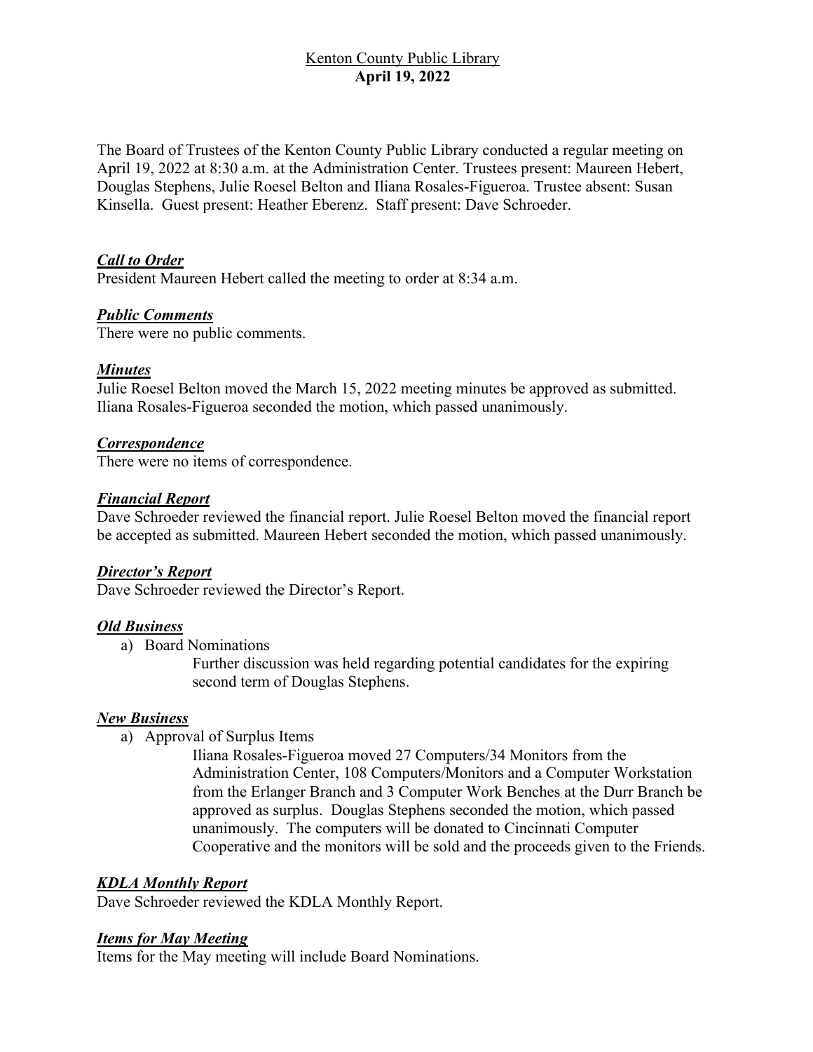# Kenton County Public Library

## April 19, 2022

The Board of Trustees of the Kenton County Public Library conducted a regular meeting on April 19, 2022 at 8:30 a.m. at the Administration Center. Trustees present: Maureen Hebert, Douglas Stephens, Julie Roesel Belton and Iliana Rosales-Figueroa. Trustee absent: Susan Kinsella. Guest present: Heather Eberenz. Staff present: Dave Schroeder.

### ***Call to Order***

President Maureen Hebert called the meeting to order at 8:34 a.m.

### ***Public Comments***

There were no public comments.

### ***Minutes***

Julie Roesel Belton moved the March 15, 2022 meeting minutes be approved as submitted. Iliana Rosales-Figueroa seconded the motion, which passed unanimously.

### ***Correspondence***

There were no items of correspondence.

### ***Financial Report***

Dave Schroeder reviewed the financial report. Julie Roesel Belton moved the financial report be accepted as submitted. Maureen Hebert seconded the motion, which passed unanimously.

### ***Director's Report***

Dave Schroeder reviewed the Director's Report.

### ***Old Business***

a) Board Nominations

   Further discussion was held regarding potential candidates for the expiring second term of Douglas Stephens.

### ***New Business***

a) Approval of Surplus Items

   Iliana Rosales-Figueroa moved 27 Computers/34 Monitors from the Administration Center, 108 Computers/Monitors and a Computer Workstation from the Erlanger Branch and 3 Computer Work Benches at the Durr Branch be approved as surplus. Douglas Stephens seconded the motion, which passed unanimously. The computers will be donated to Cincinnati Computer Cooperative and the monitors will be sold and the proceeds given to the Friends.

### ***KDLA Monthly Report***

Dave Schroeder reviewed the KDLA Monthly Report.

### ***Items for May Meeting***

Items for the May meeting will include Board Nominations.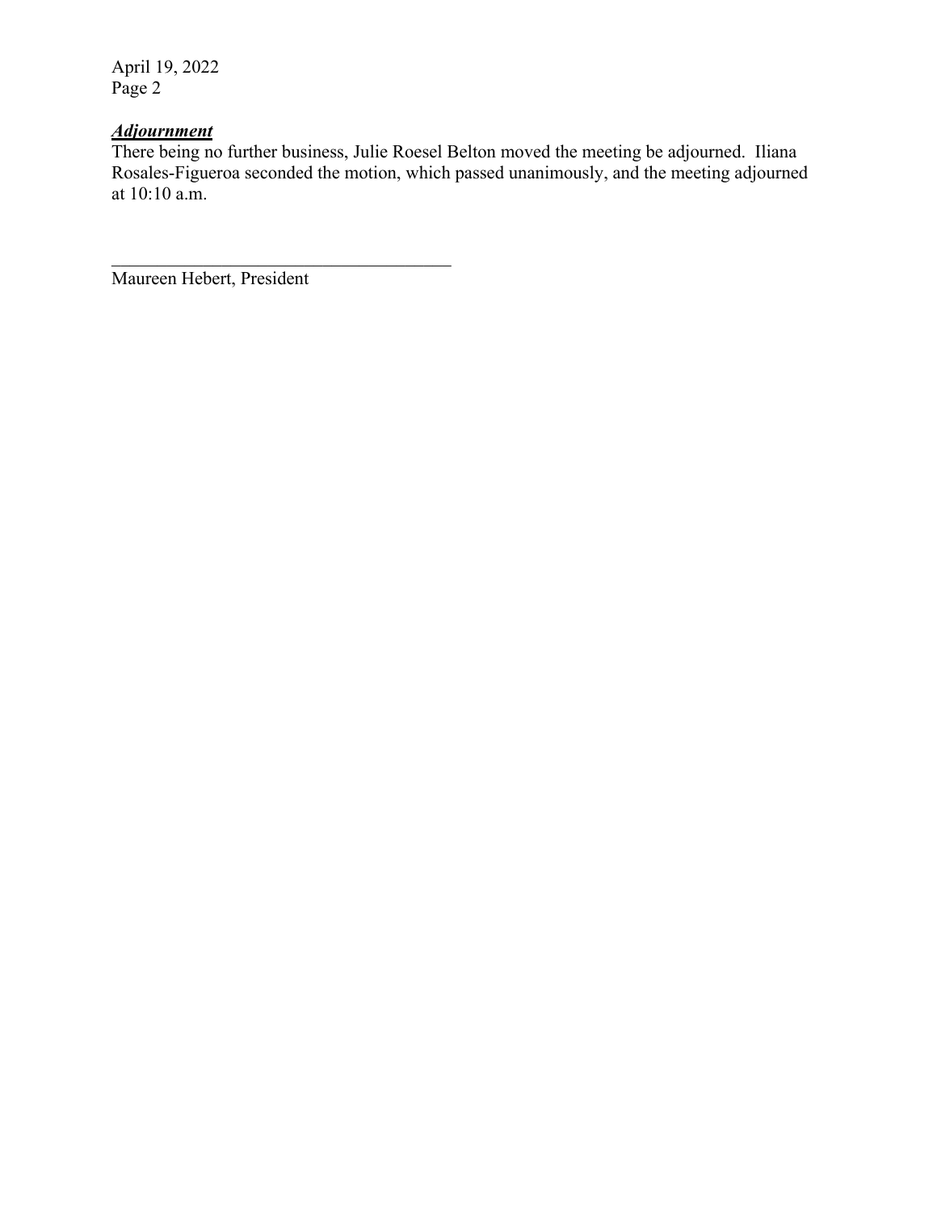***Adjournment***

There being no further business, Julie Roesel Belton moved the meeting be adjourned. Iliana Rosales-Figueroa seconded the motion, which passed unanimously, and the meeting adjourned at 10:10 a.m.

\_\_\_\_\_\_\_\_\_\_\_\_\_\_\_\_\_\_\_\_\_\_\_\_\_\_\_\_\_\_\_\_\_\_\_\_\_\_\_\_

Maureen Hebert, President